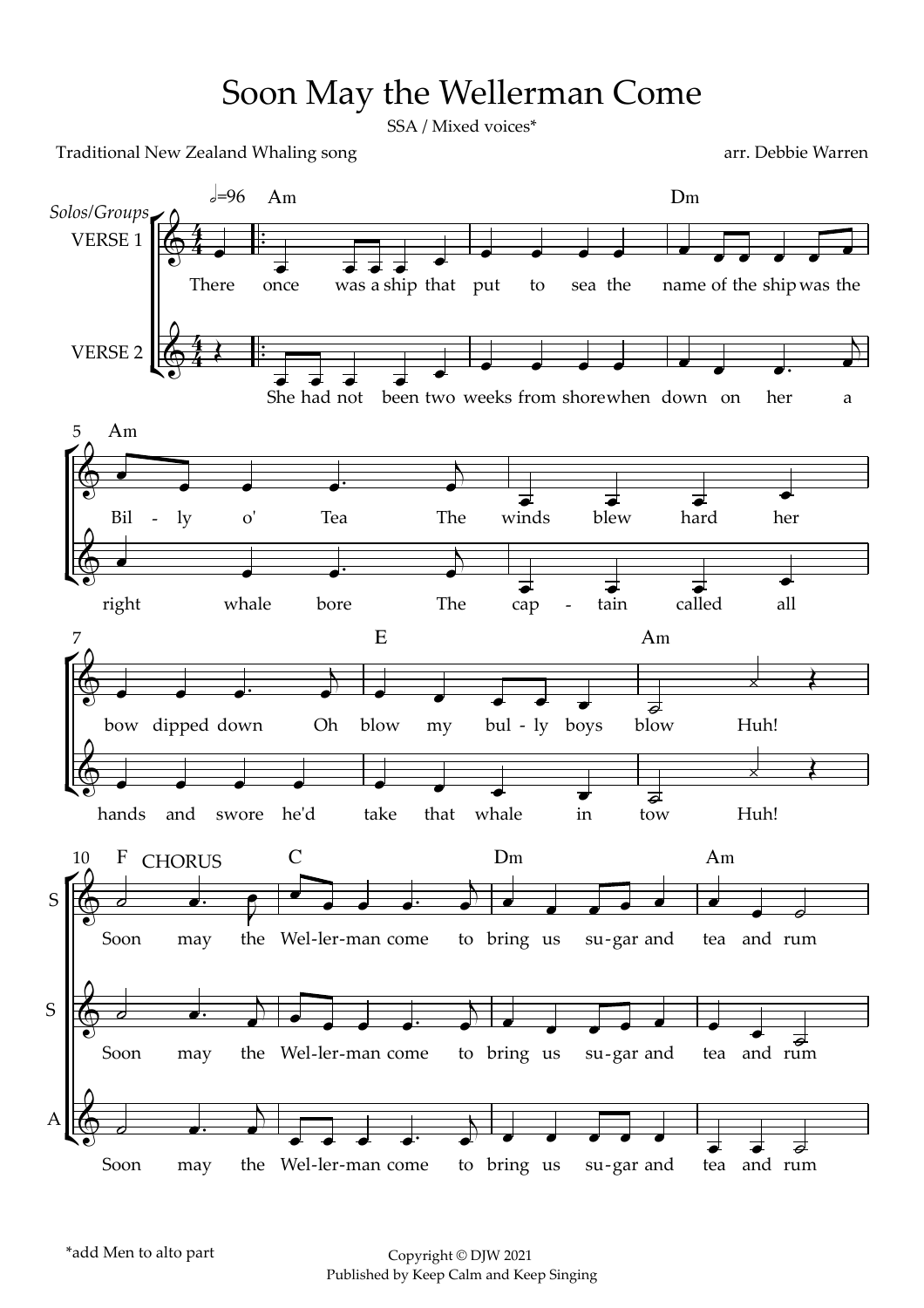# Soon May the Wellerman Come

SSA / Mixed voices*

Traditional New Zealand Whaling song

arr. Debbie Warren

*add Men to alto part

Copyright © DJW 2021
Published by Keep Calm and Keep Singing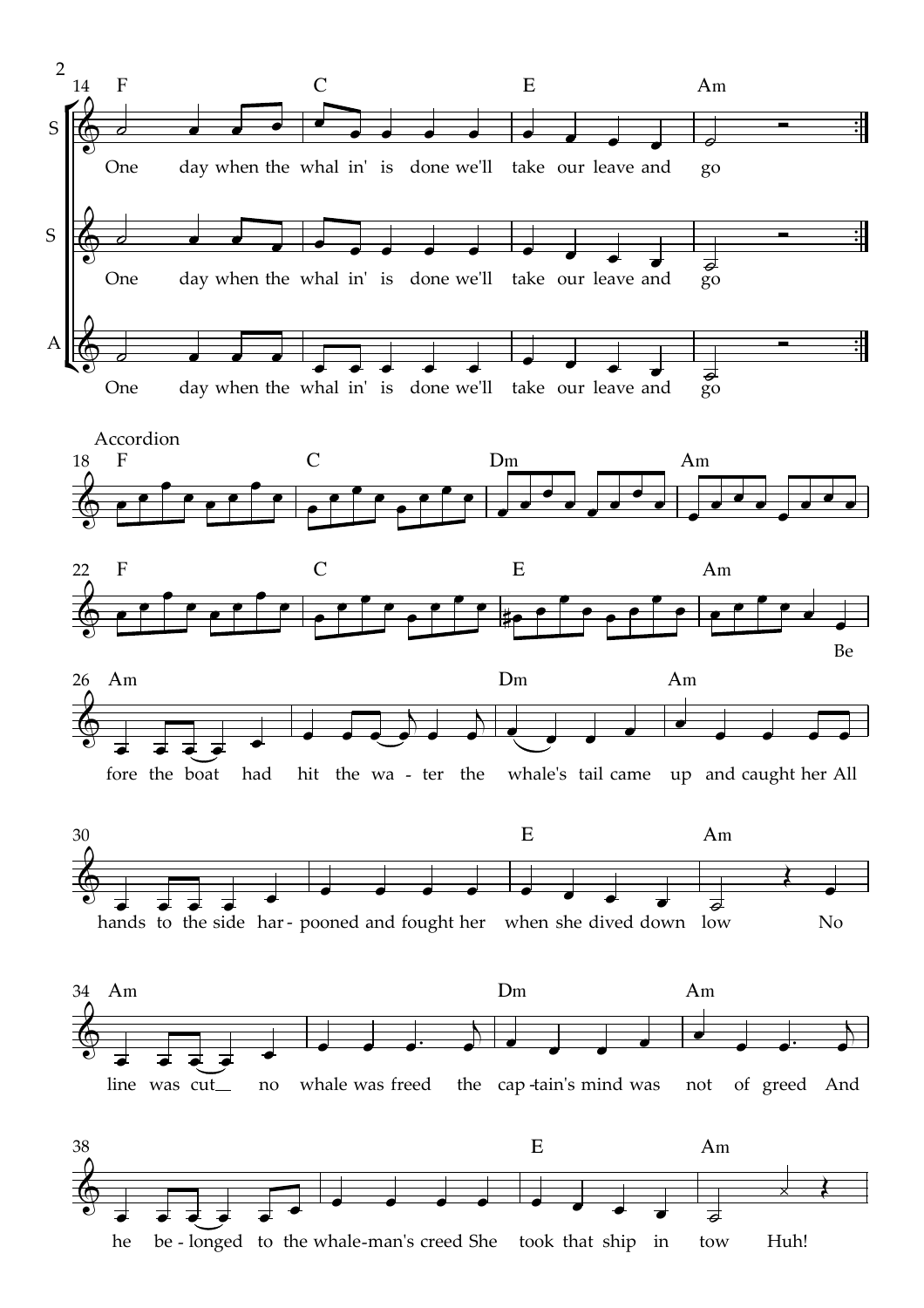14 F C E Am

S: One day when the whal in' is done we'll take our leave and go

S: One day when the whal in' is done we'll take our leave and go

A: One day when the whal in' is done we'll take our leave and go

Accordion

18 F C Dm Am

22 F C E Am

Be

26 Am Dm Am

fore the boat had hit the wa - ter the whale's tail came up and caught her All

30 E Am

hands to the side har- pooned and fought her when she dived down low No

34 Am Dm Am

line was cut no whale was freed the cap -tain's mind was not of greed And

38 E Am

he be - longed to the whale-man's creed She took that ship in tow Huh!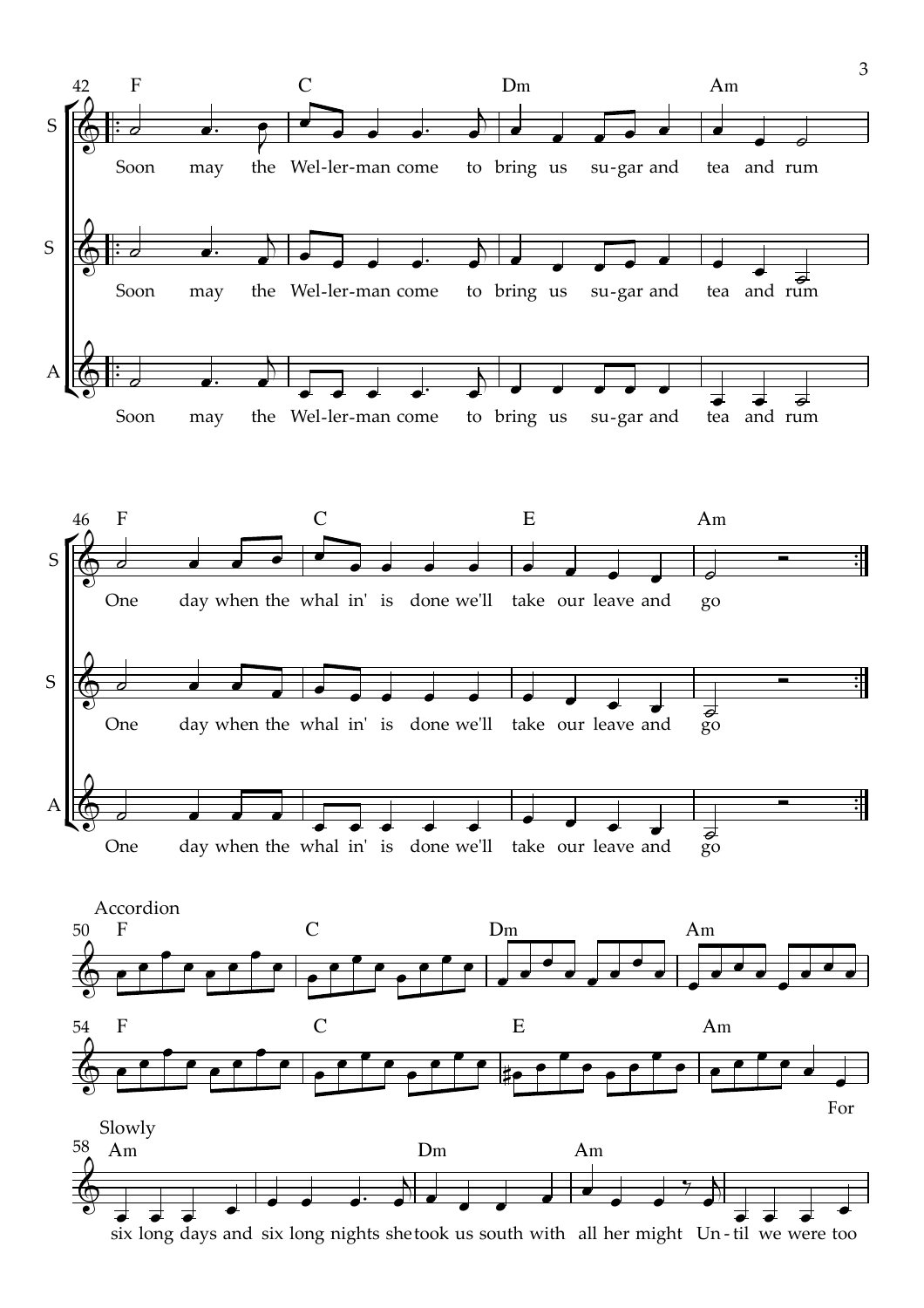42

F C Dm Am

S: Soon may the Wel-ler-man come to bring us su-gar and tea and rum

S: Soon may the Wel-ler-man come to bring us su-gar and tea and rum

A: Soon may the Wel-ler-man come to bring us su-gar and tea and rum

46

F C E Am

S: One day when the whal in' is done we'll take our leave and go

S: One day when the whal in' is done we'll take our leave and go

A: One day when the whal in' is done we'll take our leave and go

Accordion

50

F C Dm Am

54

F C E Am

For

Slowly

58

Am Dm Am

six long days and six long nights she took us south with all her might Un - til we were too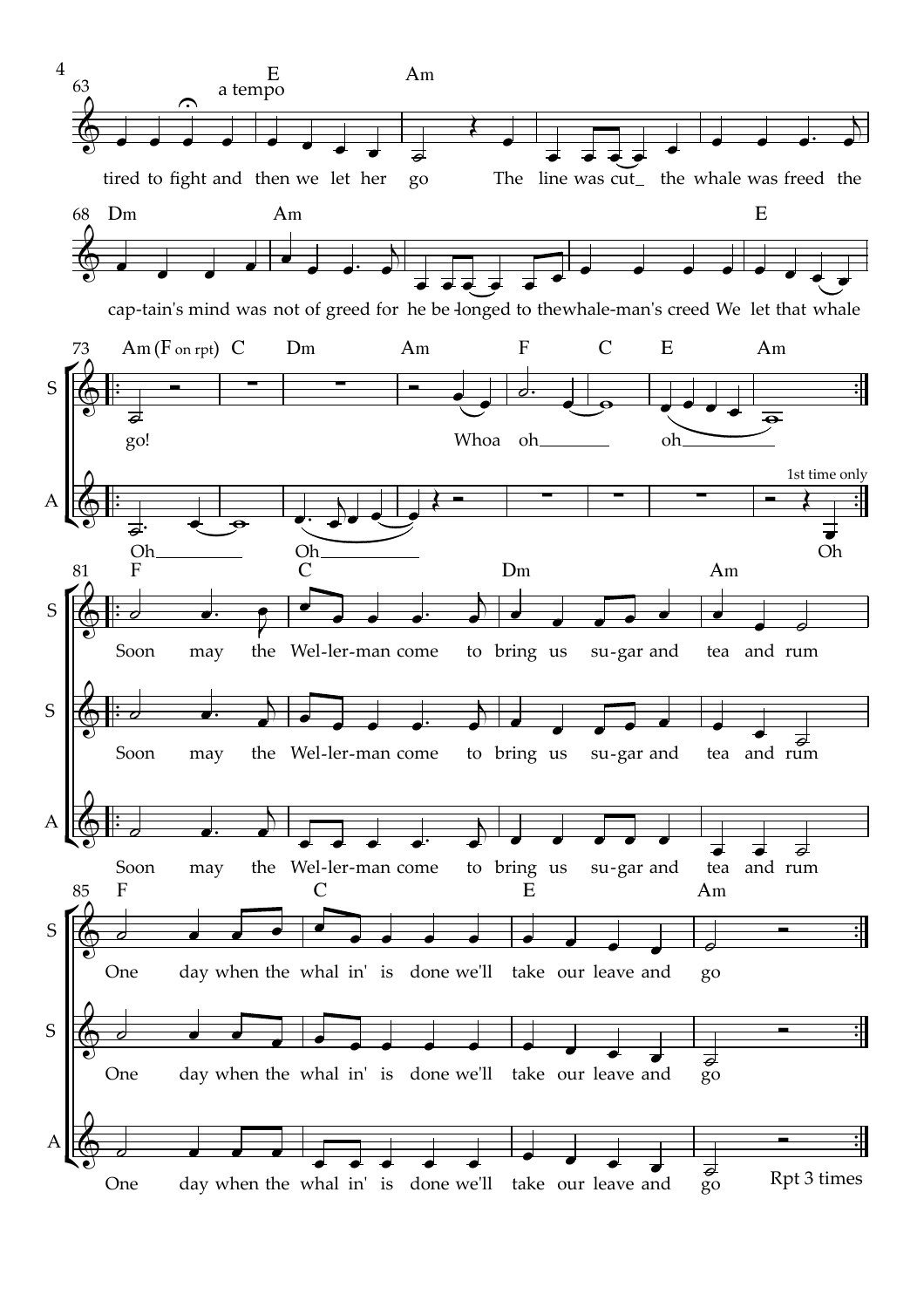63 a tempo

E Am

tired to fight and then we let her go The line was cut_ the whale was freed the

68 Dm Am E

cap-tain's mind was not of greed for he be-longed to the whale-man's creed We let that whale

73 Am (F on rpt) C Dm Am F C E Am

S: go! Whoa oh___ oh___

A: Oh___ Oh___ 1st time only Oh

81 F C Dm Am

S: Soon may the Wel-ler-man come to bring us su-gar and tea and rum

S: Soon may the Wel-ler-man come to bring us su-gar and tea and rum

A: Soon may the Wel-ler-man come to bring us su-gar and tea and rum

85 F C E Am

S: One day when the whal in' is done we'll take our leave and go

S: One day when the whal in' is done we'll take our leave and go

A: One day when the whal in' is done we'll take our leave and go

Rpt 3 times